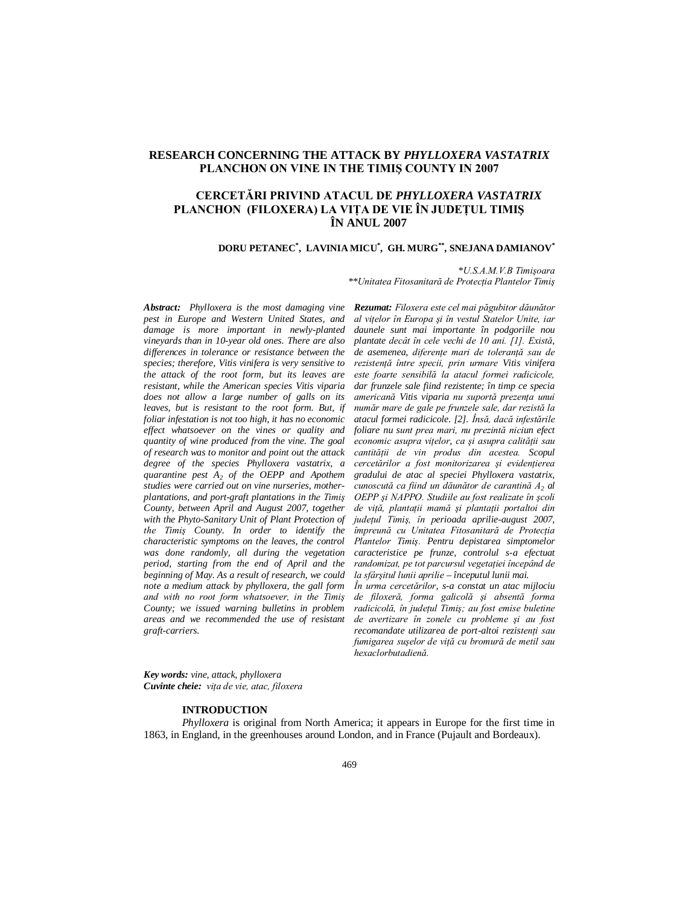# RESEARCH CONCERNING THE ATTACK BY *PHYLLOXERA VASTATRIX* PLANCHON ON VINE IN THE TIMIŞ COUNTY IN 2007

# CERCETĂRI PRIVIND ATACUL DE *PHYLLOXERA VASTATRIX* PLANCHON (FILOXERA) LA VIŢA DE VIE ÎN JUDEŢUL TIMIŞ ÎN ANUL 2007

**DORU PETANEC*, LAVINIA MICU*, GH. MURG**, SNEJANA DAMIANOV***

*\*U.S.A.M.V.B Timişoara*
*\*\*Unitatea Fitosanitară de Protecţia Plantelor Timiş*

***Abstract:*** *Phylloxera is the most damaging vine pest in Europe and Western United States, and damage is more important in newly-planted vineyards than in 10-year old ones. There are also differences in tolerance or resistance between the species; therefore, Vitis vinifera is very sensitive to the attack of the root form, but its leaves are resistant, while the American species Vitis viparia does not allow a large number of galls on its leaves, but is resistant to the root form. But, if foliar infestation is not too high, it has no economic effect whatsoever on the vines or quality and quantity of wine produced from the vine. The goal of research was to monitor and point out the attack degree of the species Phylloxera vastatrix, a quarantine pest $A_2$ of the OEPP and Apothem studies were carried out on vine nurseries, mother-plantations, and port-graft plantations in the Timiş County, between April and August 2007, together with the Phyto-Sanitary Unit of Plant Protection of the Timiş County. In order to identify the characteristic symptoms on the leaves, the control was done randomly, all during the vegetation period, starting from the end of April and the beginning of May. As a result of research, we could note a medium attack by phylloxera, the gall form and with no root form whatsoever, in the Timiş County; we issued warning bulletins in problem areas and we recommended the use of resistant graft-carriers.*

***Rezumat:*** *Filoxera este cel mai păgubitor dăunător al viţelor în Europa şi în vestul Statelor Unite, iar daunele sunt mai importante în podgoriile nou plantate decât în cele vechi de 10 ani. [1]. Există, de asemenea, diferenţe mari de toleranţă sau de rezistenţă între specii, prin urmare Vitis vinifera este foarte sensibilă la atacul formei radicicole, dar frunzele sale fiind rezistente; în timp ce specia americană Vitis viparia nu suportă prezenţa unui număr mare de gale pe frunzele sale, dar rezistă la atacul formei radicicole. [2]. Însă, dacă infestările foliare nu sunt prea mari, nu prezintă niciun efect economic asupra viţelor, ca şi asupra calităţii sau cantităţii de vin produs din acestea. Scopul cercetărilor a fost monitorizarea şi evidenţierea gradului de atac al speciei Phylloxera vastatrix, cunoscută ca fiind un dăunător de carantină $A_2$ al OEPP şi NAPPO. Studiile au fost realizate în şcoli de viţă, plantaţii mamă şi plantaţii portaltoi din judeţul Timiş, în perioada aprilie-august 2007, împreună cu Unitatea Fitosanitară de Protecţia Plantelor Timiş. Pentru depistarea simptomelor caracteristice pe frunze, controlul s-a efectuat randomizat, pe tot parcursul vegetaţiei începând de la sfârşitul lunii aprilie – începutul lunii mai.*
*În urma cercetărilor, s-a constat un atac mijlociu de filoxeră, forma galicolă şi absentă forma radicicolă, în judeţul Timiş; au fost emise buletine de avertizare în zonele cu probleme şi au fost recomandate utilizarea de port-altoi rezistenţi sau fumigarea suşelor de viţă cu bromură de metil sau hexaclorbutadienă.*

***Key words:*** *vine, attack, phylloxera*
***Cuvinte cheie:*** *viţa de vie, atac, filoxera*

## INTRODUCTION

*Phylloxera* is original from North America; it appears in Europe for the first time in 1863, in England, in the greenhouses around London, and in France (Pujault and Bordeaux).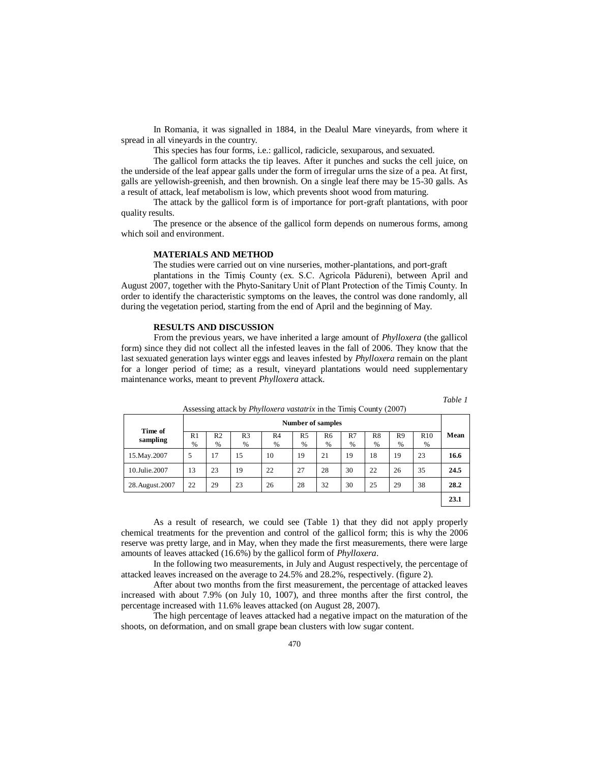In Romania, it was signalled in 1884, in the Dealul Mare vineyards, from where it spread in all vineyards in the country.

This species has four forms, i.e.: gallicol, radicicle, sexuparous, and sexuated.

The gallicol form attacks the tip leaves. After it punches and sucks the cell juice, on the underside of the leaf appear galls under the form of irregular urns the size of a pea. At first, galls are yellowish-greenish, and then brownish. On a single leaf there may be 15-30 galls. As a result of attack, leaf metabolism is low, which prevents shoot wood from maturing.

The attack by the gallicol form is of importance for port-graft plantations, with poor quality results.

The presence or the absence of the gallicol form depends on numerous forms, among which soil and environment.

## MATERIALS AND METHOD

The studies were carried out on vine nurseries, mother-plantations, and port-graft plantations in the Timiş County (ex. S.C. Agricola Pădureni), between April and August 2007, together with the Phyto-Sanitary Unit of Plant Protection of the Timiş County. In order to identify the characteristic symptoms on the leaves, the control was done randomly, all during the vegetation period, starting from the end of April and the beginning of May.

## RESULTS AND DISCUSSION

From the previous years, we have inherited a large amount of *Phylloxera* (the gallicol form) since they did not collect all the infested leaves in the fall of 2006. They know that the last sexuated generation lays winter eggs and leaves infested by *Phylloxera* remain on the plant for a longer period of time; as a result, vineyard plantations would need supplementary maintenance works, meant to prevent *Phylloxera* attack.

*Table 1*

Assessing attack by *Phylloxera vastatrix* in the Timiş County (2007)

| Time of sampling | Number of samples | | | | | | | | | | Mean |
|---|---|---|---|---|---|---|---|---|---|---|---|
| | R1 % | R2 % | R3 % | R4 % | R5 % | R6 % | R7 % | R8 % | R9 % | R10 % | |
| 15.May.2007 | 5 | 17 | 15 | 10 | 19 | 21 | 19 | 18 | 19 | 23 | **16.6** |
| 10.Julie.2007 | 13 | 23 | 19 | 22 | 27 | 28 | 30 | 22 | 26 | 35 | **24.5** |
| 28.August.2007 | 22 | 29 | 23 | 26 | 28 | 32 | 30 | 25 | 29 | 38 | **28.2** |
| | | | | | | | | | | | **23.1** |

As a result of research, we could see (Table 1) that they did not apply properly chemical treatments for the prevention and control of the gallicol form; this is why the 2006 reserve was pretty large, and in May, when they made the first measurements, there were large amounts of leaves attacked (16.6%) by the gallicol form of *Phylloxera*.

In the following two measurements, in July and August respectively, the percentage of attacked leaves increased on the average to 24.5% and 28.2%, respectively. (figure 2).

After about two months from the first measurement, the percentage of attacked leaves increased with about 7.9% (on July 10, 1007), and three months after the first control, the percentage increased with 11.6% leaves attacked (on August 28, 2007).

The high percentage of leaves attacked had a negative impact on the maturation of the shoots, on deformation, and on small grape bean clusters with low sugar content.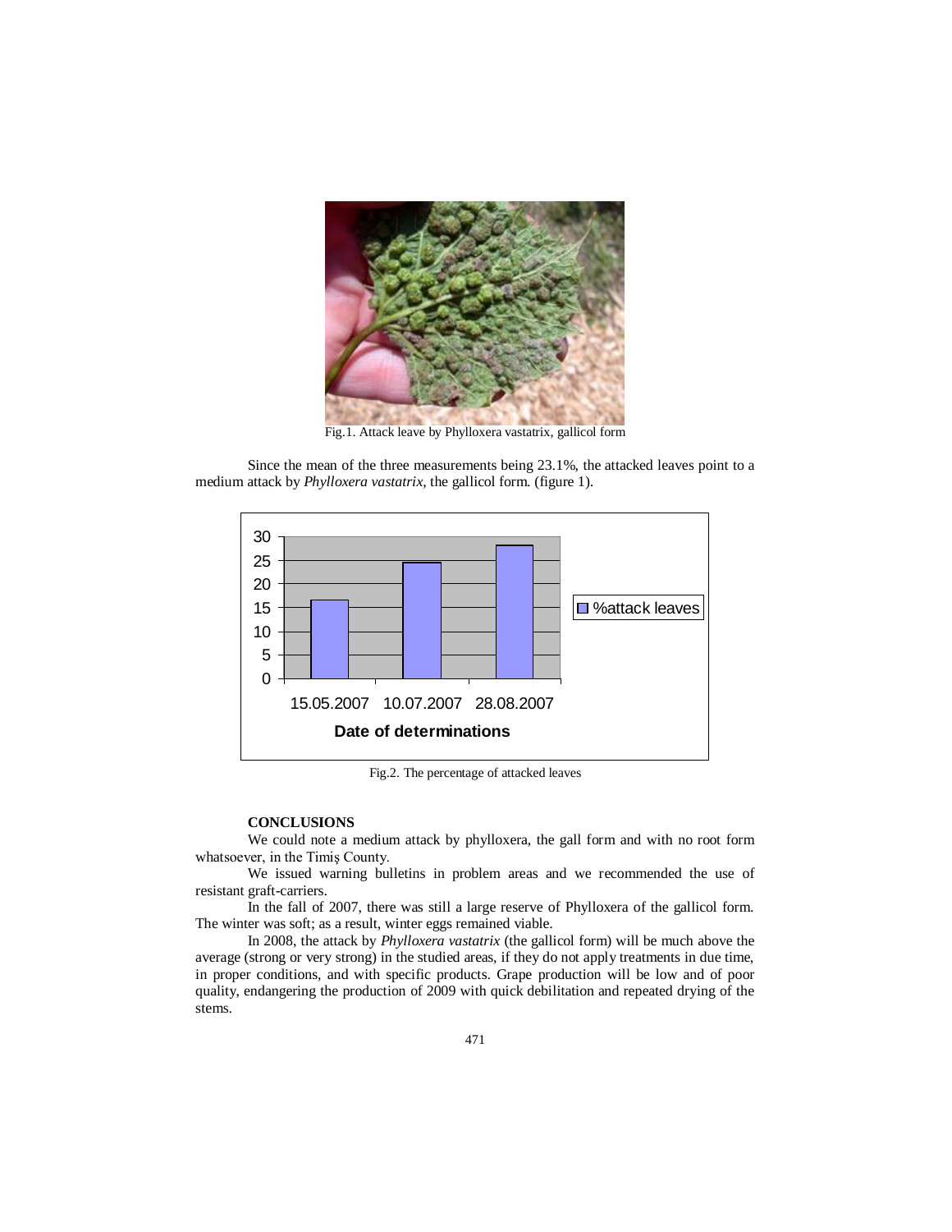Fig.1. Attack leave by Phylloxera vastatrix, gallicol form

Since the mean of the three measurements being 23.1%, the attacked leaves point to a medium attack by *Phylloxera vastatrix*, the gallicol form. (figure 1).

Fig.2. The percentage of attacked leaves

**CONCLUSIONS**

We could note a medium attack by phylloxera, the gall form and with no root form whatsoever, in the Timiş County.

We issued warning bulletins in problem areas and we recommended the use of resistant graft-carriers.

In the fall of 2007, there was still a large reserve of Phylloxera of the gallicol form. The winter was soft; as a result, winter eggs remained viable.

In 2008, the attack by *Phylloxera vastatrix* (the gallicol form) will be much above the average (strong or very strong) in the studied areas, if they do not apply treatments in due time, in proper conditions, and with specific products. Grape production will be low and of poor quality, endangering the production of 2009 with quick debilitation and repeated drying of the stems.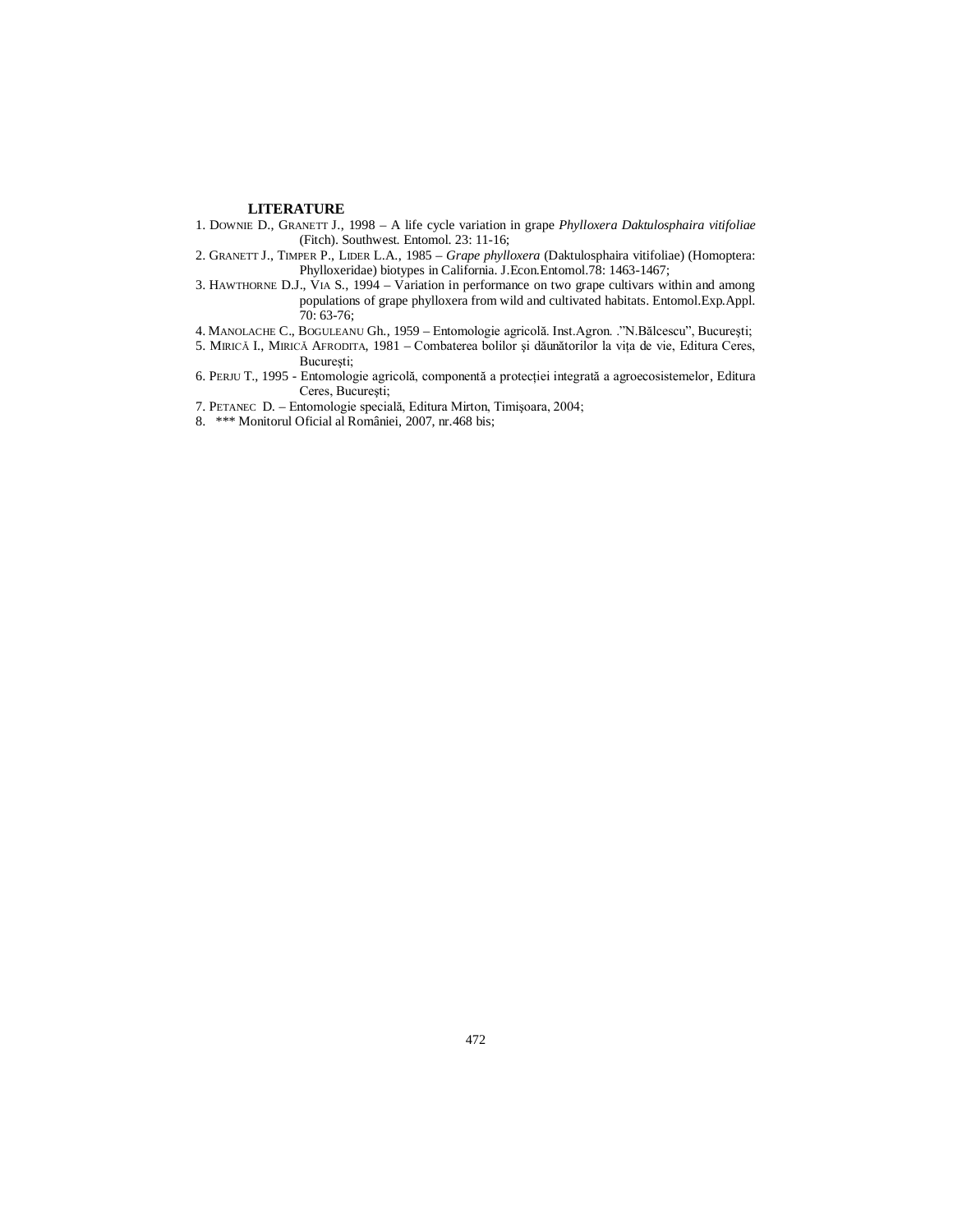**LITERATURE**

1. DOWNIE D., GRANETT J., 1998 – A life cycle variation in grape *Phylloxera Daktulosphaira vitifoliae* (Fitch). Southwest. Entomol. 23: 11-16;
2. GRANETT J., TIMPER P., LIDER L.A., 1985 – *Grape phylloxera* (Daktulosphaira vitifoliae) (Homoptera: Phylloxeridae) biotypes in California. J.Econ.Entomol.78: 1463-1467;
3. HAWTHORNE D.J., VIA S., 1994 – Variation in performance on two grape cultivars within and among populations of grape phylloxera from wild and cultivated habitats. Entomol.Exp.Appl. 70: 63-76;
4. MANOLACHE C., BOGULEANU Gh., 1959 – Entomologie agricolă. Inst.Agron. .”N.Bălcescu”, Bucureşti;
5. MIRICĂ I., MIRICĂ AFRODITA, 1981 – Combaterea bolilor şi dăunătorilor la viţa de vie, Editura Ceres, Bucureşti;
6. PERJU T., 1995 - Entomologie agricolă, componentă a protecţiei integrată a agroecosistemelor, Editura Ceres, Bucureşti;
7. PETANEC D. – Entomologie specială, Editura Mirton, Timişoara, 2004;
8. *** Monitorul Oficial al României, 2007, nr.468 bis;